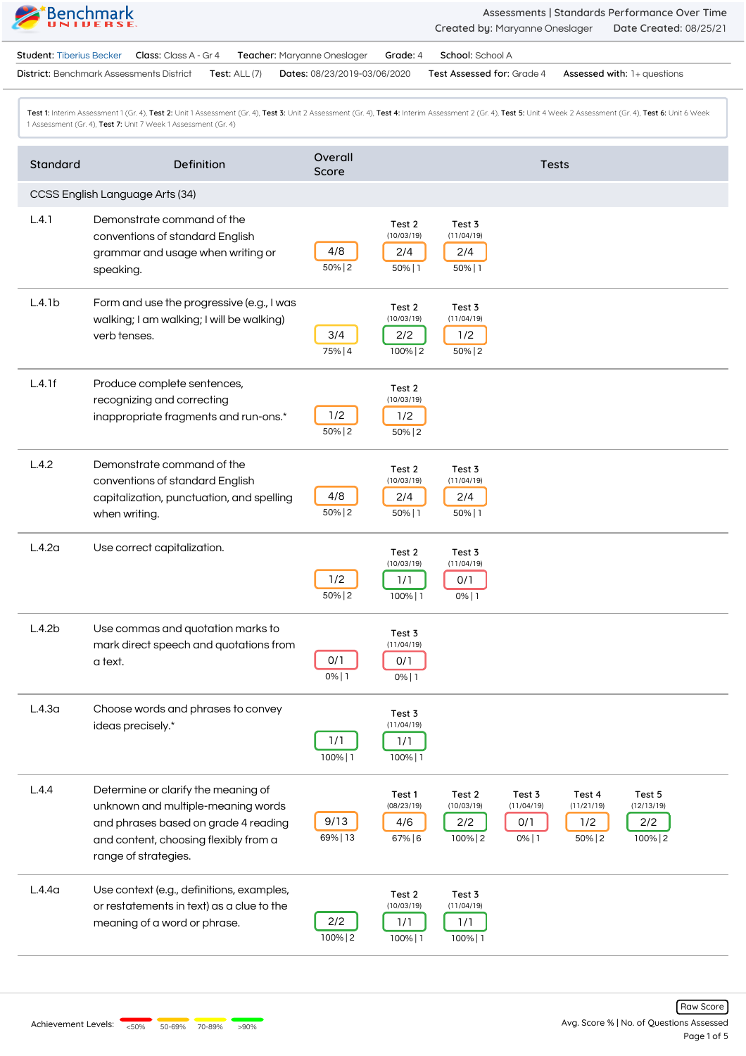# Assessments | Standards Performance Over Time

Created by: Maryanne Oneslager    Date Created: 08/25/21

**Student:** Tiberius Becker  **Class:** Class A - Gr 4  **Teacher:** Maryanne Oneslager  **Grade:** 4  **School:** School A

**District:** Benchmark Assessments District  **Test:** ALL (7)  **Dates:** 08/23/2019-03/06/2020  **Test Assessed for:** Grade 4  **Assessed with:** 1+ questions

**Test 1:** Interim Assessment 1 (Gr. 4), **Test 2:** Unit 1 Assessment (Gr. 4), **Test 3:** Unit 2 Assessment (Gr. 4), **Test 4:** Interim Assessment 2 (Gr. 4), **Test 5:** Unit 4 Week 2 Assessment (Gr. 4), **Test 6:** Unit 6 Week 1 Assessment (Gr. 4), **Test 7:** Unit 7 Week 1 Assessment (Gr. 4)

| Standard | Definition | Overall Score | Tests | | | | |
|---|---|---|---|---|---|---|---|
| **CCSS English Language Arts (34)** | | | | | | | |
| L.4.1 | Demonstrate command of the conventions of standard English grammar and usage when writing or speaking. | 4/8<br>50% \| 2 | Test 2 (10/03/19)<br>2/4<br>50% \| 1 | Test 3 (11/04/19)<br>2/4<br>50% \| 1 | | | |
| L.4.1b | Form and use the progressive (e.g., I was walking; I am walking; I will be walking) verb tenses. | 3/4<br>75% \| 4 | Test 2 (10/03/19)<br>2/2<br>100% \| 2 | Test 3 (11/04/19)<br>1/2<br>50% \| 2 | | | |
| L.4.1f | Produce complete sentences, recognizing and correcting inappropriate fragments and run-ons.* | 1/2<br>50% \| 2 | Test 2 (10/03/19)<br>1/2<br>50% \| 2 | | | | |
| L.4.2 | Demonstrate command of the conventions of standard English capitalization, punctuation, and spelling when writing. | 4/8<br>50% \| 2 | Test 2 (10/03/19)<br>2/4<br>50% \| 1 | Test 3 (11/04/19)<br>2/4<br>50% \| 1 | | | |
| L.4.2a | Use correct capitalization. | 1/2<br>50% \| 2 | Test 2 (10/03/19)<br>1/1<br>100% \| 1 | Test 3 (11/04/19)<br>0/1<br>0% \| 1 | | | |
| L.4.2b | Use commas and quotation marks to mark direct speech and quotations from a text. | 0/1<br>0% \| 1 | Test 3 (11/04/19)<br>0/1<br>0% \| 1 | | | | |
| L.4.3a | Choose words and phrases to convey ideas precisely.* | 1/1<br>100% \| 1 | Test 3 (11/04/19)<br>1/1<br>100% \| 1 | | | | |
| L.4.4 | Determine or clarify the meaning of unknown and multiple-meaning words and phrases based on grade 4 reading and content, choosing flexibly from a range of strategies. | 9/13<br>69% \| 13 | Test 1 (08/23/19)<br>4/6<br>67% \| 6 | Test 2 (10/03/19)<br>2/2<br>100% \| 2 | Test 3 (11/04/19)<br>0/1<br>0% \| 1 | Test 4 (11/21/19)<br>1/2<br>50% \| 2 | Test 5 (12/13/19)<br>2/2<br>100% \| 2 |
| L.4.4a | Use context (e.g., definitions, examples, or restatements in text) as a clue to the meaning of a word or phrase. | 2/2<br>100% \| 2 | Test 2 (10/03/19)<br>1/1<br>100% \| 1 | Test 3 (11/04/19)<br>1/1<br>100% \| 1 | | | |

Achievement Levels: <50%  50-69%  70-89%  >90%

Raw Score
Avg. Score % | No. of Questions Assessed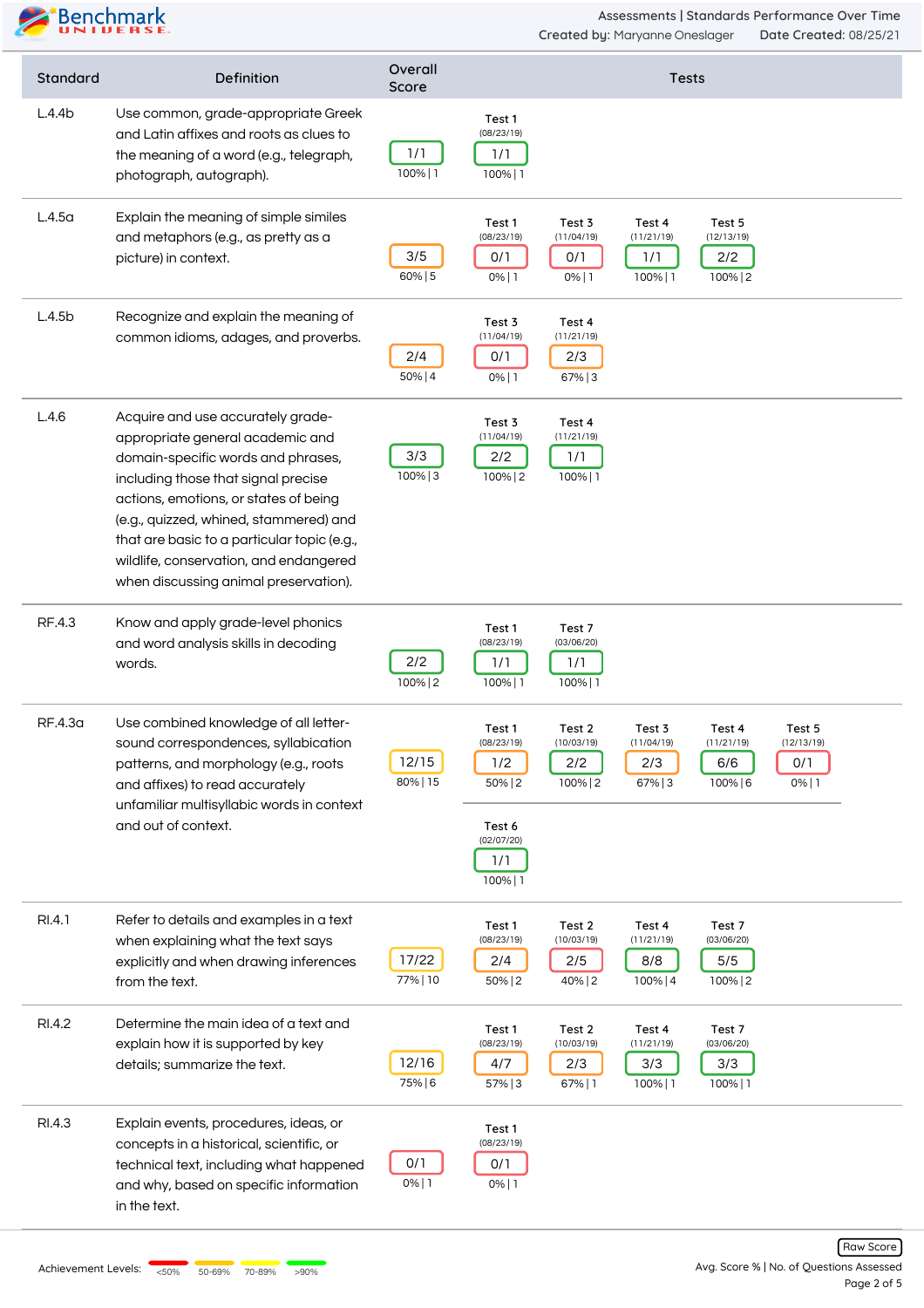Assessments | Standards Performance Over Time
Created by: Maryanne Oneslager    Date Created: 08/25/21

| Standard | Definition | Overall Score | Tests |
|---|---|---|---|
| L.4.4b | Use common, grade-appropriate Greek and Latin affixes and roots as clues to the meaning of a word (e.g., telegraph, photograph, autograph). | 1/1<br>100% \| 1 | Test 1 (08/23/19): 1/1, 100% \| 1 |
| L.4.5a | Explain the meaning of simple similes and metaphors (e.g., as pretty as a picture) in context. | 3/5<br>60% \| 5 | Test 1 (08/23/19): 0/1, 0% \| 1<br>Test 3 (11/04/19): 0/1, 0% \| 1<br>Test 4 (11/21/19): 1/1, 100% \| 1<br>Test 5 (12/13/19): 2/2, 100% \| 2 |
| L.4.5b | Recognize and explain the meaning of common idioms, adages, and proverbs. | 2/4<br>50% \| 4 | Test 3 (11/04/19): 0/1, 0% \| 1<br>Test 4 (11/21/19): 2/3, 67% \| 3 |
| L.4.6 | Acquire and use accurately grade-appropriate general academic and domain-specific words and phrases, including those that signal precise actions, emotions, or states of being (e.g., quizzed, whined, stammered) and that are basic to a particular topic (e.g., wildlife, conservation, and endangered when discussing animal preservation). | 3/3<br>100% \| 3 | Test 3 (11/04/19): 2/2, 100% \| 2<br>Test 4 (11/21/19): 1/1, 100% \| 1 |
| RF.4.3 | Know and apply grade-level phonics and word analysis skills in decoding words. | 2/2<br>100% \| 2 | Test 1 (08/23/19): 1/1, 100% \| 1<br>Test 7 (03/06/20): 1/1, 100% \| 1 |
| RF.4.3a | Use combined knowledge of all letter-sound correspondences, syllabication patterns, and morphology (e.g., roots and affixes) to read accurately unfamiliar multisyllabic words in context and out of context. | 12/15<br>80% \| 15 | Test 1 (08/23/19): 1/2, 50% \| 2<br>Test 2 (10/03/19): 2/2, 100% \| 2<br>Test 3 (11/04/19): 2/3, 67% \| 3<br>Test 4 (11/21/19): 6/6, 100% \| 6<br>Test 5 (12/13/19): 0/1, 0% \| 1<br>Test 6 (02/07/20): 1/1, 100% \| 1 |
| RI.4.1 | Refer to details and examples in a text when explaining what the text says explicitly and when drawing inferences from the text. | 17/22<br>77% \| 10 | Test 1 (08/23/19): 2/4, 50% \| 2<br>Test 2 (10/03/19): 2/5, 40% \| 2<br>Test 4 (11/21/19): 8/8, 100% \| 4<br>Test 7 (03/06/20): 5/5, 100% \| 2 |
| RI.4.2 | Determine the main idea of a text and explain how it is supported by key details; summarize the text. | 12/16<br>75% \| 6 | Test 1 (08/23/19): 4/7, 57% \| 3<br>Test 2 (10/03/19): 2/3, 67% \| 1<br>Test 4 (11/21/19): 3/3, 100% \| 1<br>Test 7 (03/06/20): 3/3, 100% \| 1 |
| RI.4.3 | Explain events, procedures, ideas, or concepts in a historical, scientific, or technical text, including what happened and why, based on specific information in the text. | 0/1<br>0% \| 1 | Test 1 (08/23/19): 0/1, 0% \| 1 |

Achievement Levels: <50% | 50-69% | 70-89% | >90%

Raw Score
Avg. Score % | No. of Questions Assessed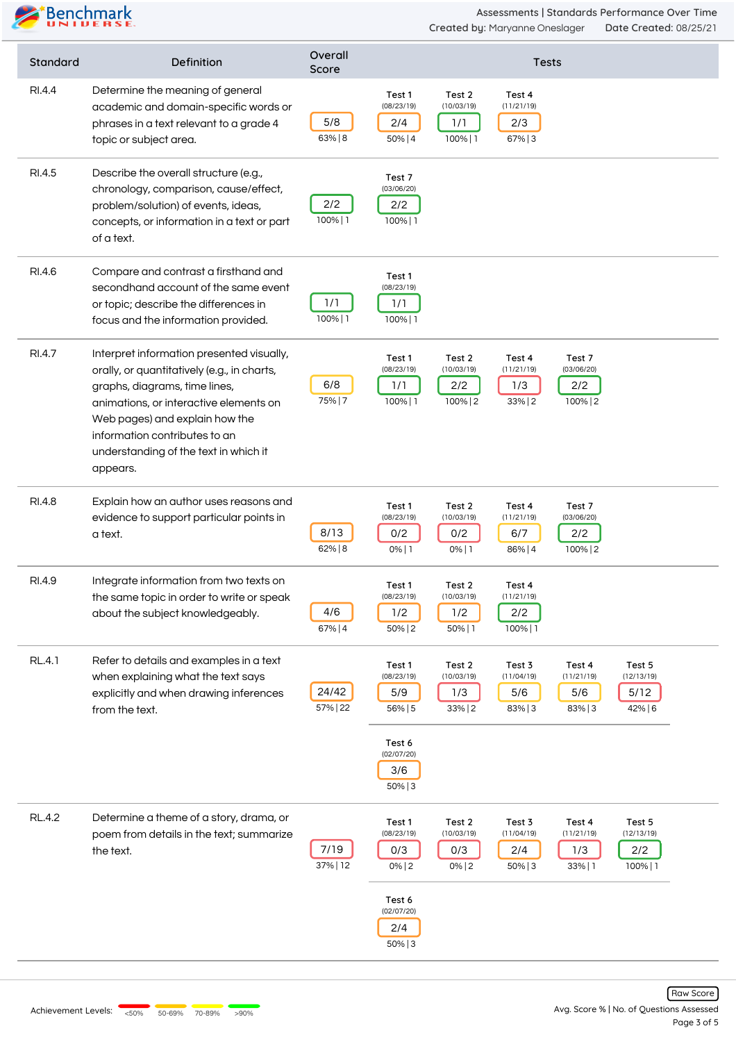Assessments | Standards Performance Over Time

**Created by:** Maryanne Oneslager **Date Created:** 08/25/21

| Standard | Definition | Overall Score | Tests | | | | |
|---|---|---|---|---|---|---|---|
| RI.4.4 | Determine the meaning of general academic and domain-specific words or phrases in a text relevant to a grade 4 topic or subject area. | 5/8<br>63% \| 8 | Test 1 (08/23/19)<br>2/4<br>50% \| 4 | Test 2 (10/03/19)<br>1/1<br>100% \| 1 | Test 4 (11/21/19)<br>2/3<br>67% \| 3 | | |
| RI.4.5 | Describe the overall structure (e.g., chronology, comparison, cause/effect, problem/solution) of events, ideas, concepts, or information in a text or part of a text. | 2/2<br>100% \| 1 | Test 7 (03/06/20)<br>2/2<br>100% \| 1 | | | | |
| RI.4.6 | Compare and contrast a firsthand and secondhand account of the same event or topic; describe the differences in focus and the information provided. | 1/1<br>100% \| 1 | Test 1 (08/23/19)<br>1/1<br>100% \| 1 | | | | |
| RI.4.7 | Interpret information presented visually, orally, or quantitatively (e.g., in charts, graphs, diagrams, time lines, animations, or interactive elements on Web pages) and explain how the information contributes to an understanding of the text in which it appears. | 6/8<br>75% \| 7 | Test 1 (08/23/19)<br>1/1<br>100% \| 1 | Test 2 (10/03/19)<br>2/2<br>100% \| 2 | Test 4 (11/21/19)<br>1/3<br>33% \| 2 | Test 7 (03/06/20)<br>2/2<br>100% \| 2 | |
| RI.4.8 | Explain how an author uses reasons and evidence to support particular points in a text. | 8/13<br>62% \| 8 | Test 1 (08/23/19)<br>0/2<br>0% \| 1 | Test 2 (10/03/19)<br>0/2<br>0% \| 1 | Test 4 (11/21/19)<br>6/7<br>86% \| 4 | Test 7 (03/06/20)<br>2/2<br>100% \| 2 | |
| RI.4.9 | Integrate information from two texts on the same topic in order to write or speak about the subject knowledgeably. | 4/6<br>67% \| 4 | Test 1 (08/23/19)<br>1/2<br>50% \| 2 | Test 2 (10/03/19)<br>1/2<br>50% \| 1 | Test 4 (11/21/19)<br>2/2<br>100% \| 1 | | |
| RL.4.1 | Refer to details and examples in a text when explaining what the text says explicitly and when drawing inferences from the text. | 24/42<br>57% \| 22 | Test 1 (08/23/19)<br>5/9<br>56% \| 5 | Test 2 (10/03/19)<br>1/3<br>33% \| 2 | Test 3 (11/04/19)<br>5/6<br>83% \| 3 | Test 4 (11/21/19)<br>5/6<br>83% \| 3 | Test 5 (12/13/19)<br>5/12<br>42% \| 6 |
| | | | Test 6 (02/07/20)<br>3/6<br>50% \| 3 | | | | |
| RL.4.2 | Determine a theme of a story, drama, or poem from details in the text; summarize the text. | 7/19<br>37% \| 12 | Test 1 (08/23/19)<br>0/3<br>0% \| 2 | Test 2 (10/03/19)<br>0/3<br>0% \| 2 | Test 3 (11/04/19)<br>2/4<br>50% \| 3 | Test 4 (11/21/19)<br>1/3<br>33% \| 1 | Test 5 (12/13/19)<br>2/2<br>100% \| 1 |
| | | | Test 6 (02/07/20)<br>2/4<br>50% \| 3 | | | | |

Achievement Levels: <50% 50-69% 70-89% >90%

Raw Score
Avg. Score % | No. of Questions Assessed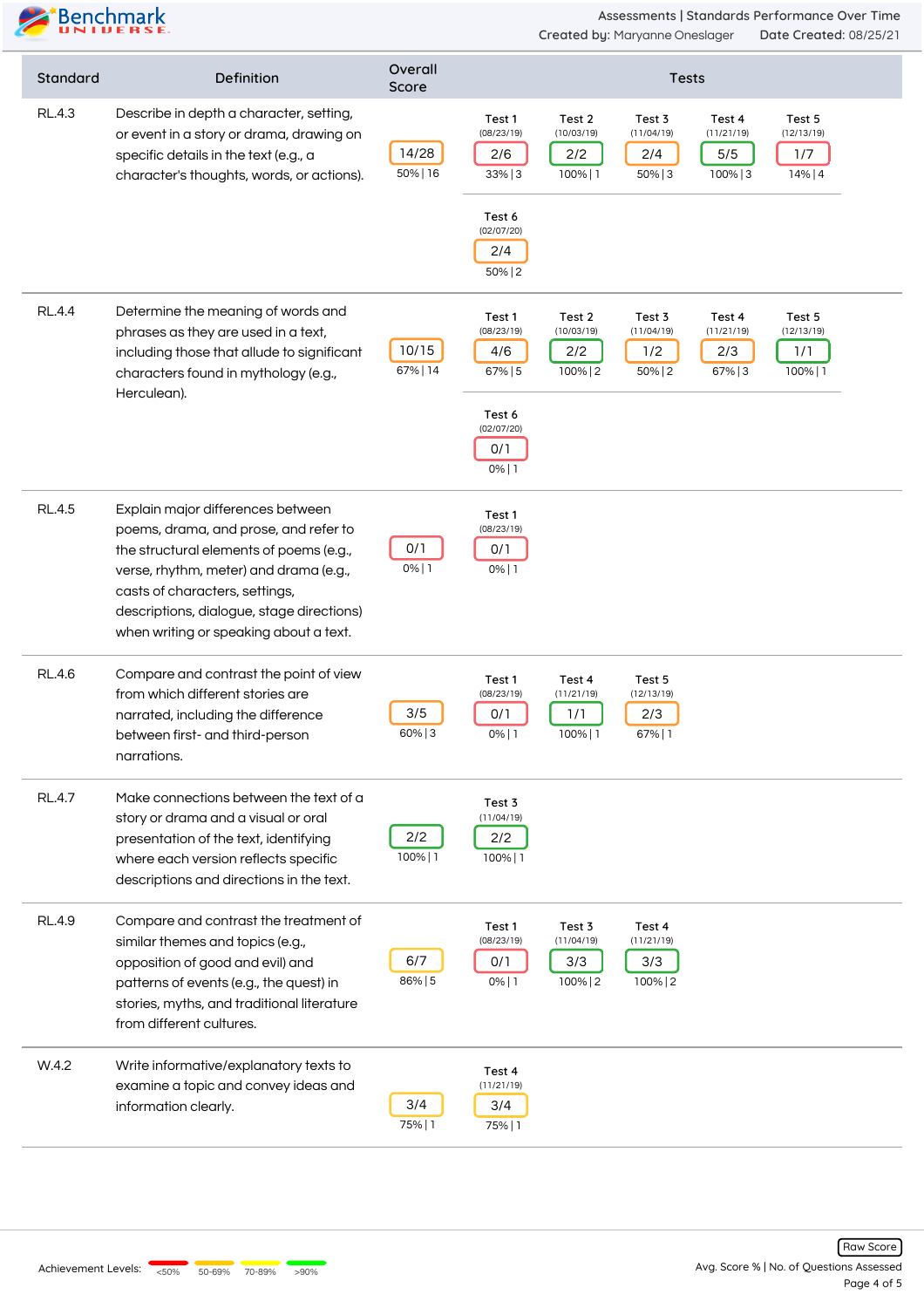Assessments | Standards Performance Over Time

Created by: Maryanne Oneslager    Date Created: 08/25/21

| Standard | Definition | Overall Score | Tests | | | | | |
|---|---|---|---|---|---|---|---|---|
| RL.4.3 | Describe in depth a character, setting, or event in a story or drama, drawing on specific details in the text (e.g., a character's thoughts, words, or actions). | 14/28<br>50% \| 16 | Test 1 (08/23/19)<br>2/6<br>33% \| 3 | Test 2 (10/03/19)<br>2/2<br>100% \| 1 | Test 3 (11/04/19)<br>2/4<br>50% \| 3 | Test 4 (11/21/19)<br>5/5<br>100% \| 3 | Test 5 (12/13/19)<br>1/7<br>14% \| 4 | Test 6 (02/07/20)<br>2/4<br>50% \| 2 |
| RL.4.4 | Determine the meaning of words and phrases as they are used in a text, including those that allude to significant characters found in mythology (e.g., Herculean). | 10/15<br>67% \| 14 | Test 1 (08/23/19)<br>4/6<br>67% \| 5 | Test 2 (10/03/19)<br>2/2<br>100% \| 2 | Test 3 (11/04/19)<br>1/2<br>50% \| 2 | Test 4 (11/21/19)<br>2/3<br>67% \| 3 | Test 5 (12/13/19)<br>1/1<br>100% \| 1 | Test 6 (02/07/20)<br>0/1<br>0% \| 1 |
| RL.4.5 | Explain major differences between poems, drama, and prose, and refer to the structural elements of poems (e.g., verse, rhythm, meter) and drama (e.g., casts of characters, settings, descriptions, dialogue, stage directions) when writing or speaking about a text. | 0/1<br>0% \| 1 | Test 1 (08/23/19)<br>0/1<br>0% \| 1 | | | | | |
| RL.4.6 | Compare and contrast the point of view from which different stories are narrated, including the difference between first- and third-person narrations. | 3/5<br>60% \| 3 | Test 1 (08/23/19)<br>0/1<br>0% \| 1 | Test 4 (11/21/19)<br>1/1<br>100% \| 1 | Test 5 (12/13/19)<br>2/3<br>67% \| 1 | | | |
| RL.4.7 | Make connections between the text of a story or drama and a visual or oral presentation of the text, identifying where each version reflects specific descriptions and directions in the text. | 2/2<br>100% \| 1 | Test 3 (11/04/19)<br>2/2<br>100% \| 1 | | | | | |
| RL.4.9 | Compare and contrast the treatment of similar themes and topics (e.g., opposition of good and evil) and patterns of events (e.g., the quest) in stories, myths, and traditional literature from different cultures. | 6/7<br>86% \| 5 | Test 1 (08/23/19)<br>0/1<br>0% \| 1 | Test 3 (11/04/19)<br>3/3<br>100% \| 2 | Test 4 (11/21/19)<br>3/3<br>100% \| 2 | | | |
| W.4.2 | Write informative/explanatory texts to examine a topic and convey ideas and information clearly. | 3/4<br>75% \| 1 | Test 4 (11/21/19)<br>3/4<br>75% \| 1 | | | | | |

Achievement Levels: <50% | 50-69% | 70-89% | >90%

Raw Score

Avg. Score % | No. of Questions Assessed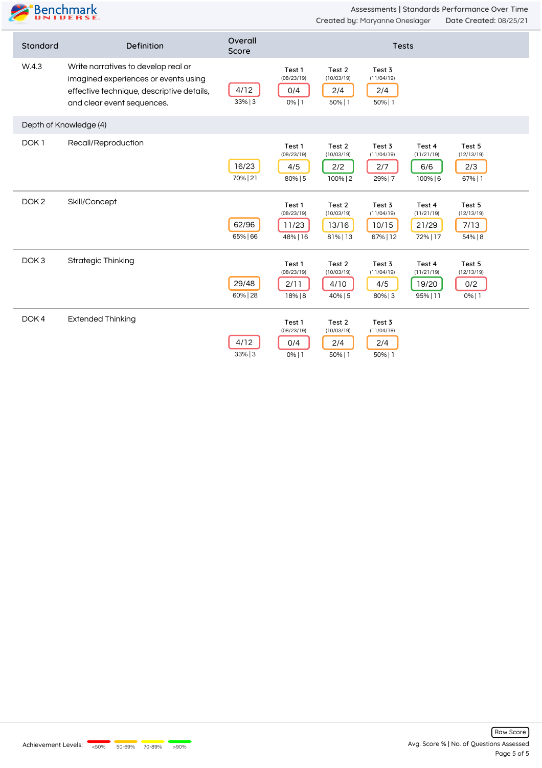| Standard | Definition | Overall Score | Test 1 (08/23/19) | Test 2 (10/03/19) | Test 3 (11/04/19) | Test 4 (11/21/19) | Test 5 (12/13/19) |
|---|---|---|---|---|---|---|---|
| W.4.3 | Write narratives to develop real or imagined experiences or events using effective technique, descriptive details, and clear event sequences. | 4/12<br>33% \| 3 | 0/4<br>0% \| 1 | 2/4<br>50% \| 1 | 2/4<br>50% \| 1 | | |
| **Depth of Knowledge (4)** | | | | | | | |
| DOK 1 | Recall/Reproduction | 16/23<br>70% \| 21 | 4/5<br>80% \| 5 | 2/2<br>100% \| 2 | 2/7<br>29% \| 7 | 6/6<br>100% \| 6 | 2/3<br>67% \| 1 |
| DOK 2 | Skill/Concept | 62/96<br>65% \| 66 | 11/23<br>48% \| 16 | 13/16<br>81% \| 13 | 10/15<br>67% \| 12 | 21/29<br>72% \| 17 | 7/13<br>54% \| 8 |
| DOK 3 | Strategic Thinking | 29/48<br>60% \| 28 | 2/11<br>18% \| 8 | 4/10<br>40% \| 5 | 4/5<br>80% \| 3 | 19/20<br>95% \| 11 | 0/2<br>0% \| 1 |
| DOK 4 | Extended Thinking | 4/12<br>33% \| 3 | 0/4<br>0% \| 1 | 2/4<br>50% \| 1 | 2/4<br>50% \| 1 | | |

Achievement Levels: <50% | 50-69% | 70-89% | >90%

Raw Score
Avg. Score % | No. of Questions Assessed